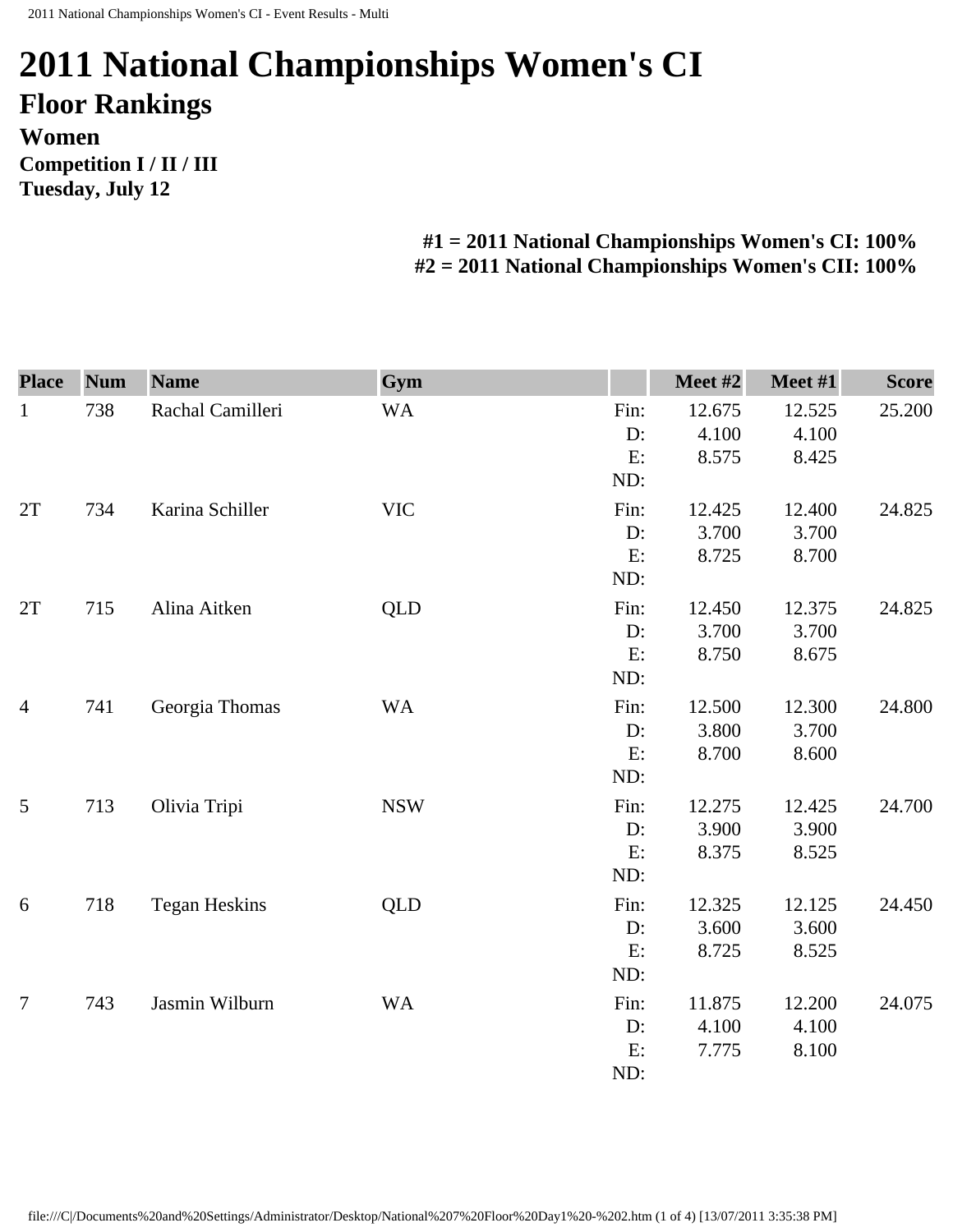# 2011 National Championships Women's CI

## Floor Rankings

### Women

**Competition I / II / III**

**Tuesday, July 12**

**#1 = 2011 National Championships Women's CI: 100%**
**#2 = 2011 National Championships Women's CII: 100%**

| Place | Num | Name | Gym | | Meet #2 | Meet #1 | Score |
|---|---|---|---|---|---|---|---|
| 1 | 738 | Rachal Camilleri | WA | Fin: | 12.675 | 12.525 | 25.200 |
| | | | | D: | 4.100 | 4.100 | |
| | | | | E: | 8.575 | 8.425 | |
| | | | | ND: | | | |
| 2T | 734 | Karina Schiller | VIC | Fin: | 12.425 | 12.400 | 24.825 |
| | | | | D: | 3.700 | 3.700 | |
| | | | | E: | 8.725 | 8.700 | |
| | | | | ND: | | | |
| 2T | 715 | Alina Aitken | QLD | Fin: | 12.450 | 12.375 | 24.825 |
| | | | | D: | 3.700 | 3.700 | |
| | | | | E: | 8.750 | 8.675 | |
| | | | | ND: | | | |
| 4 | 741 | Georgia Thomas | WA | Fin: | 12.500 | 12.300 | 24.800 |
| | | | | D: | 3.800 | 3.700 | |
| | | | | E: | 8.700 | 8.600 | |
| | | | | ND: | | | |
| 5 | 713 | Olivia Tripi | NSW | Fin: | 12.275 | 12.425 | 24.700 |
| | | | | D: | 3.900 | 3.900 | |
| | | | | E: | 8.375 | 8.525 | |
| | | | | ND: | | | |
| 6 | 718 | Tegan Heskins | QLD | Fin: | 12.325 | 12.125 | 24.450 |
| | | | | D: | 3.600 | 3.600 | |
| | | | | E: | 8.725 | 8.525 | |
| | | | | ND: | | | |
| 7 | 743 | Jasmin Wilburn | WA | Fin: | 11.875 | 12.200 | 24.075 |
| | | | | D: | 4.100 | 4.100 | |
| | | | | E: | 7.775 | 8.100 | |
| | | | | ND: | | | |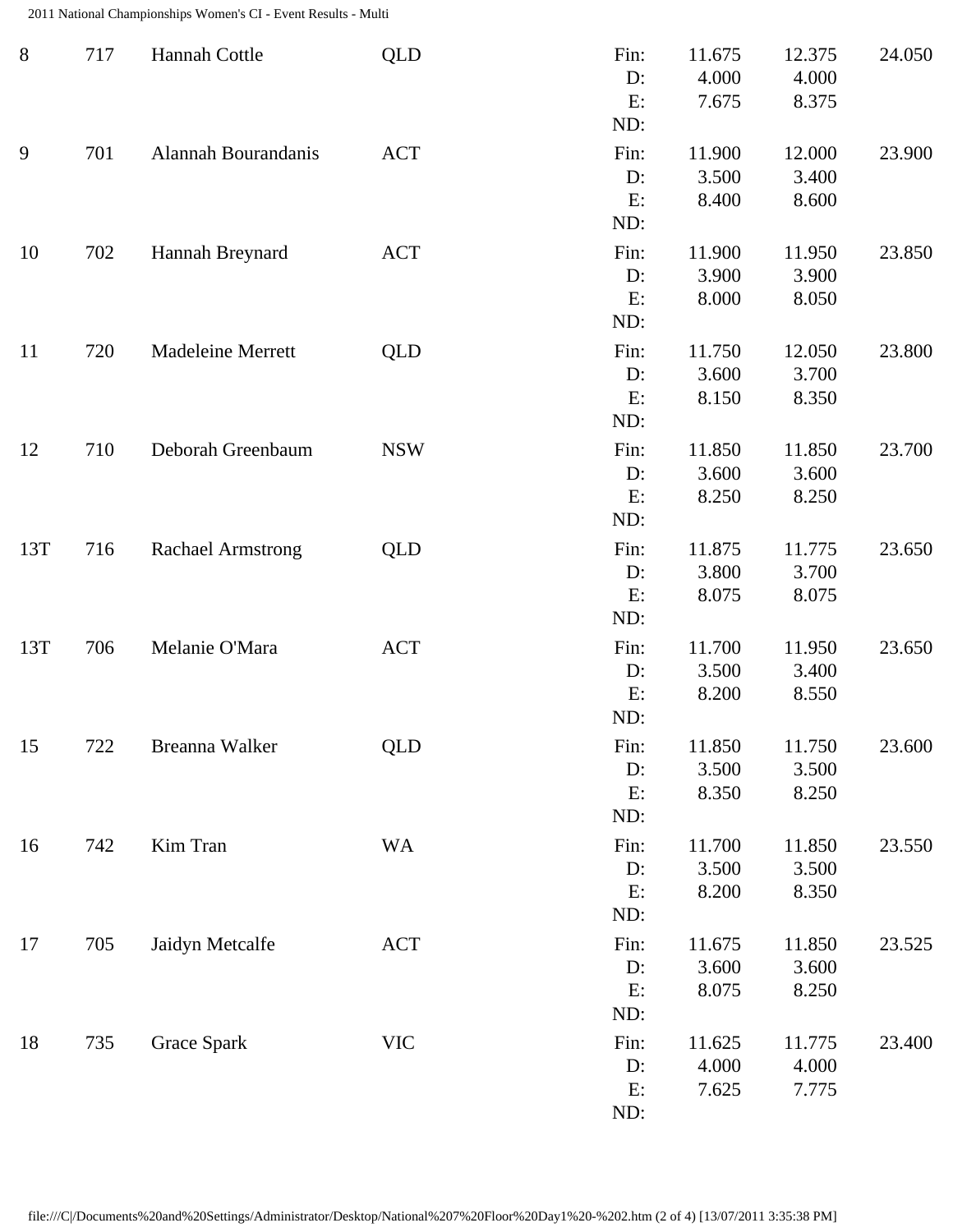| Rank | No. | Name | State | | Score 1 | Score 2 | Total |
|---|---|---|---|---|---|---|---|
| 8 | 717 | Hannah Cottle | QLD | Fin: | 11.675 | 12.375 | 24.050 |
| | | | | D: | 4.000 | 4.000 | |
| | | | | E: | 7.675 | 8.375 | |
| | | | | ND: | | | |
| 9 | 701 | Alannah Bourandanis | ACT | Fin: | 11.900 | 12.000 | 23.900 |
| | | | | D: | 3.500 | 3.400 | |
| | | | | E: | 8.400 | 8.600 | |
| | | | | ND: | | | |
| 10 | 702 | Hannah Breynard | ACT | Fin: | 11.900 | 11.950 | 23.850 |
| | | | | D: | 3.900 | 3.900 | |
| | | | | E: | 8.000 | 8.050 | |
| | | | | ND: | | | |
| 11 | 720 | Madeleine Merrett | QLD | Fin: | 11.750 | 12.050 | 23.800 |
| | | | | D: | 3.600 | 3.700 | |
| | | | | E: | 8.150 | 8.350 | |
| | | | | ND: | | | |
| 12 | 710 | Deborah Greenbaum | NSW | Fin: | 11.850 | 11.850 | 23.700 |
| | | | | D: | 3.600 | 3.600 | |
| | | | | E: | 8.250 | 8.250 | |
| | | | | ND: | | | |
| 13T | 716 | Rachael Armstrong | QLD | Fin: | 11.875 | 11.775 | 23.650 |
| | | | | D: | 3.800 | 3.700 | |
| | | | | E: | 8.075 | 8.075 | |
| | | | | ND: | | | |
| 13T | 706 | Melanie O'Mara | ACT | Fin: | 11.700 | 11.950 | 23.650 |
| | | | | D: | 3.500 | 3.400 | |
| | | | | E: | 8.200 | 8.550 | |
| | | | | ND: | | | |
| 15 | 722 | Breanna Walker | QLD | Fin: | 11.850 | 11.750 | 23.600 |
| | | | | D: | 3.500 | 3.500 | |
| | | | | E: | 8.350 | 8.250 | |
| | | | | ND: | | | |
| 16 | 742 | Kim Tran | WA | Fin: | 11.700 | 11.850 | 23.550 |
| | | | | D: | 3.500 | 3.500 | |
| | | | | E: | 8.200 | 8.350 | |
| | | | | ND: | | | |
| 17 | 705 | Jaidyn Metcalfe | ACT | Fin: | 11.675 | 11.850 | 23.525 |
| | | | | D: | 3.600 | 3.600 | |
| | | | | E: | 8.075 | 8.250 | |
| | | | | ND: | | | |
| 18 | 735 | Grace Spark | VIC | Fin: | 11.625 | 11.775 | 23.400 |
| | | | | D: | 4.000 | 4.000 | |
| | | | | E: | 7.625 | 7.775 | |
| | | | | ND: | | | |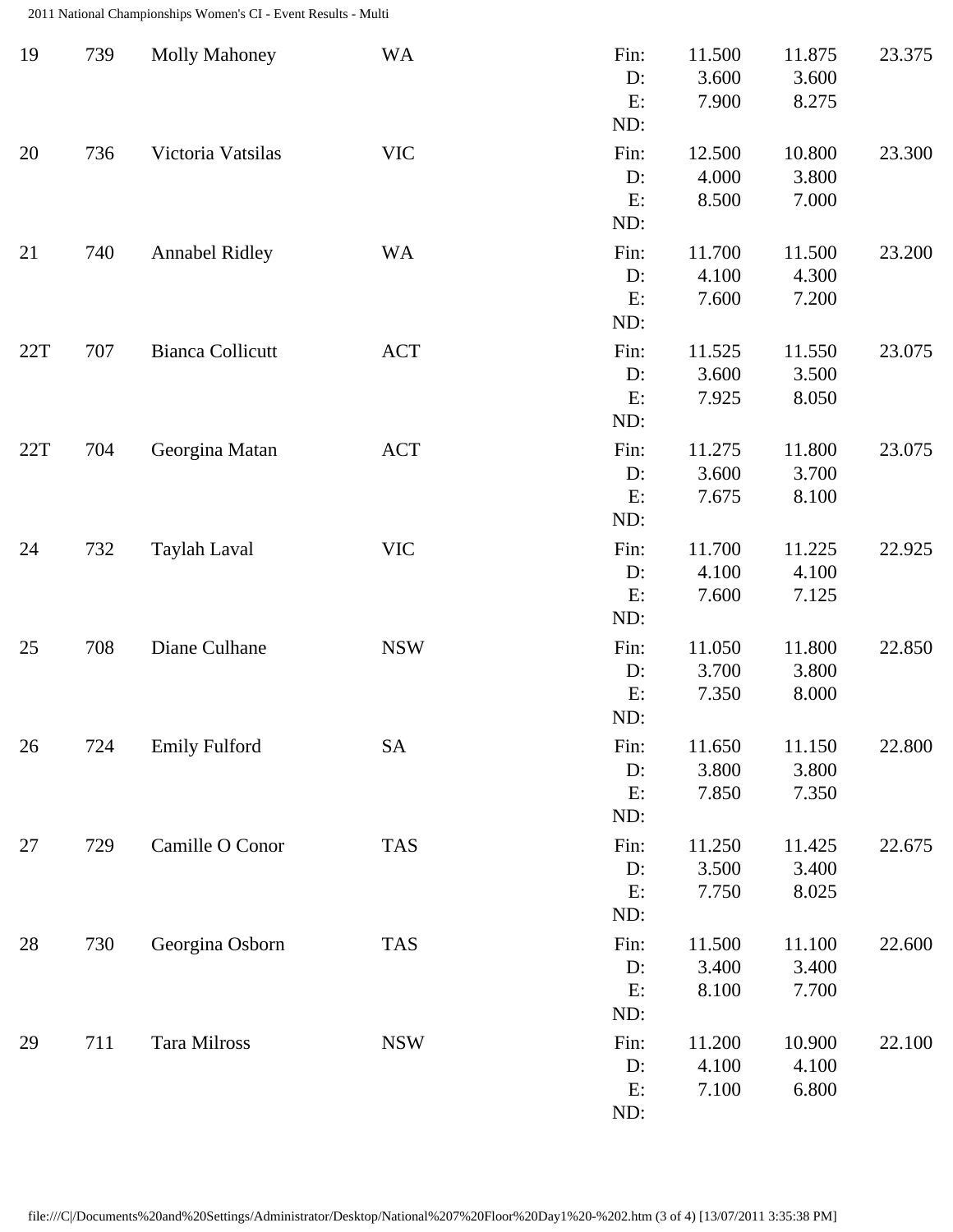| Rank | No. | Name | State | | Score 1 | Score 2 | Total |
|---|---|---|---|---|---|---|---|
| 19 | 739 | Molly Mahoney | WA | Fin: | 11.500 | 11.875 | 23.375 |
| | | | | D: | 3.600 | 3.600 | |
| | | | | E: | 7.900 | 8.275 | |
| | | | | ND: | | | |
| 20 | 736 | Victoria Vatsilas | VIC | Fin: | 12.500 | 10.800 | 23.300 |
| | | | | D: | 4.000 | 3.800 | |
| | | | | E: | 8.500 | 7.000 | |
| | | | | ND: | | | |
| 21 | 740 | Annabel Ridley | WA | Fin: | 11.700 | 11.500 | 23.200 |
| | | | | D: | 4.100 | 4.300 | |
| | | | | E: | 7.600 | 7.200 | |
| | | | | ND: | | | |
| 22T | 707 | Bianca Collicutt | ACT | Fin: | 11.525 | 11.550 | 23.075 |
| | | | | D: | 3.600 | 3.500 | |
| | | | | E: | 7.925 | 8.050 | |
| | | | | ND: | | | |
| 22T | 704 | Georgina Matan | ACT | Fin: | 11.275 | 11.800 | 23.075 |
| | | | | D: | 3.600 | 3.700 | |
| | | | | E: | 7.675 | 8.100 | |
| | | | | ND: | | | |
| 24 | 732 | Taylah Laval | VIC | Fin: | 11.700 | 11.225 | 22.925 |
| | | | | D: | 4.100 | 4.100 | |
| | | | | E: | 7.600 | 7.125 | |
| | | | | ND: | | | |
| 25 | 708 | Diane Culhane | NSW | Fin: | 11.050 | 11.800 | 22.850 |
| | | | | D: | 3.700 | 3.800 | |
| | | | | E: | 7.350 | 8.000 | |
| | | | | ND: | | | |
| 26 | 724 | Emily Fulford | SA | Fin: | 11.650 | 11.150 | 22.800 |
| | | | | D: | 3.800 | 3.800 | |
| | | | | E: | 7.850 | 7.350 | |
| | | | | ND: | | | |
| 27 | 729 | Camille O Conor | TAS | Fin: | 11.250 | 11.425 | 22.675 |
| | | | | D: | 3.500 | 3.400 | |
| | | | | E: | 7.750 | 8.025 | |
| | | | | ND: | | | |
| 28 | 730 | Georgina Osborn | TAS | Fin: | 11.500 | 11.100 | 22.600 |
| | | | | D: | 3.400 | 3.400 | |
| | | | | E: | 8.100 | 7.700 | |
| | | | | ND: | | | |
| 29 | 711 | Tara Milross | NSW | Fin: | 11.200 | 10.900 | 22.100 |
| | | | | D: | 4.100 | 4.100 | |
| | | | | E: | 7.100 | 6.800 | |
| | | | | ND: | | | |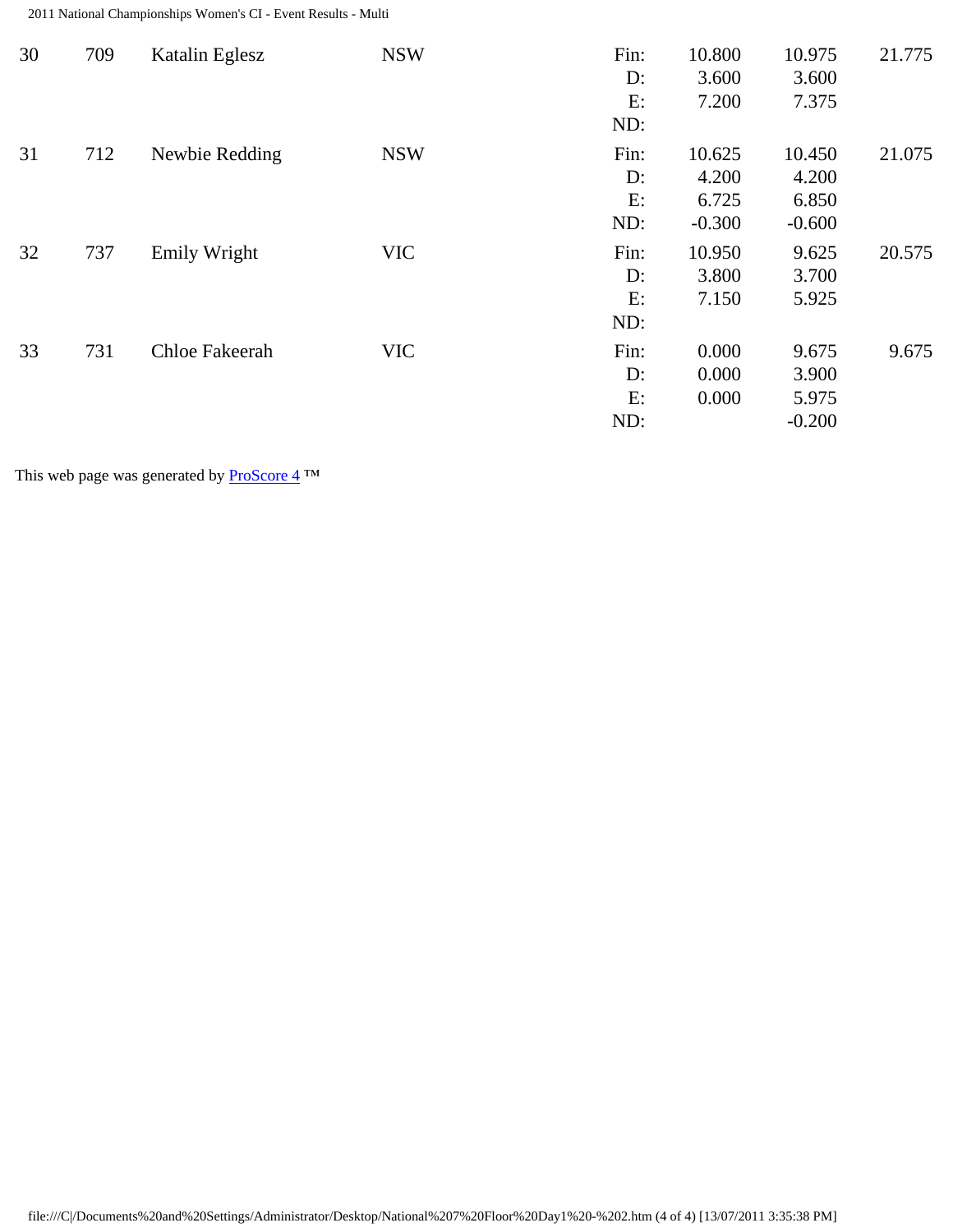| | | | | | | | |
|---|---|---|---|---|---|---|---|
| 30 | 709 | Katalin Eglesz | NSW | Fin: | 10.800 | 10.975 | 21.775 |
| | | | | D: | 3.600 | 3.600 | |
| | | | | E: | 7.200 | 7.375 | |
| | | | | ND: | | | |
| 31 | 712 | Newbie Redding | NSW | Fin: | 10.625 | 10.450 | 21.075 |
| | | | | D: | 4.200 | 4.200 | |
| | | | | E: | 6.725 | 6.850 | |
| | | | | ND: | -0.300 | -0.600 | |
| 32 | 737 | Emily Wright | VIC | Fin: | 10.950 | 9.625 | 20.575 |
| | | | | D: | 3.800 | 3.700 | |
| | | | | E: | 7.150 | 5.925 | |
| | | | | ND: | | | |
| 33 | 731 | Chloe Fakeerah | VIC | Fin: | 0.000 | 9.675 | 9.675 |
| | | | | D: | 0.000 | 3.900 | |
| | | | | E: | 0.000 | 5.975 | |
| | | | | ND: | | -0.200 | |

This web page was generated by ProScore 4 ™